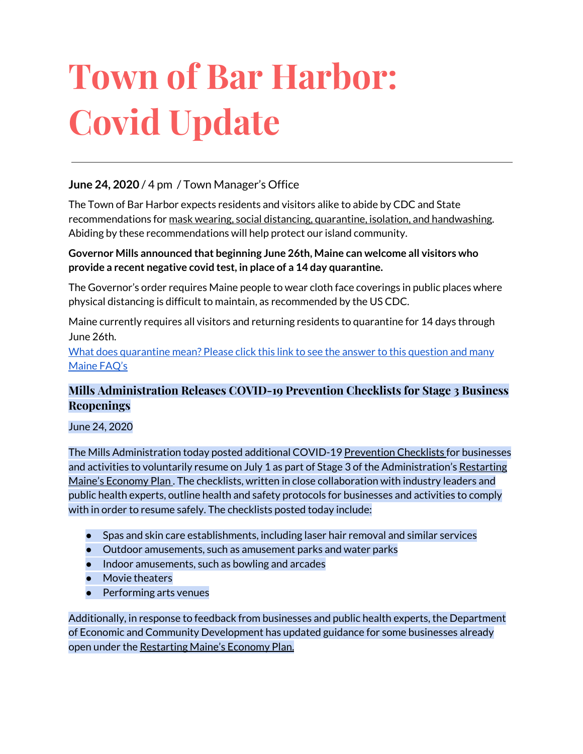# Town of Bar Harbor: Covid Update

---

**June 24, 2020** / 4 pm / Town Manager's Office

The Town of Bar Harbor expects residents and visitors alike to abide by CDC and State recommendations for mask wearing, social distancing, quarantine, isolation, and handwashing. Abiding by these recommendations will help protect our island community.

**Governor Mills announced that beginning June 26th, Maine can welcome all visitors who provide a recent negative covid test, in place of a 14 day quarantine.**

The Governor's order requires Maine people to wear cloth face coverings in public places where physical distancing is difficult to maintain, as recommended by the US CDC.

Maine currently requires all visitors and returning residents to quarantine for 14 days through June 26th.

What does quarantine mean? Please click this link to see the answer to this question and many Maine FAQ's

### Mills Administration Releases COVID-19 Prevention Checklists for Stage 3 Business Reopenings

June 24, 2020

The Mills Administration today posted additional COVID-19 Prevention Checklists for businesses and activities to voluntarily resume on July 1 as part of Stage 3 of the Administration's Restarting Maine's Economy Plan . The checklists, written in close collaboration with industry leaders and public health experts, outline health and safety protocols for businesses and activities to comply with in order to resume safely. The checklists posted today include:

- Spas and skin care establishments, including laser hair removal and similar services
- Outdoor amusements, such as amusement parks and water parks
- Indoor amusements, such as bowling and arcades
- Movie theaters
- Performing arts venues

Additionally, in response to feedback from businesses and public health experts, the Department of Economic and Community Development has updated guidance for some businesses already open under the Restarting Maine's Economy Plan.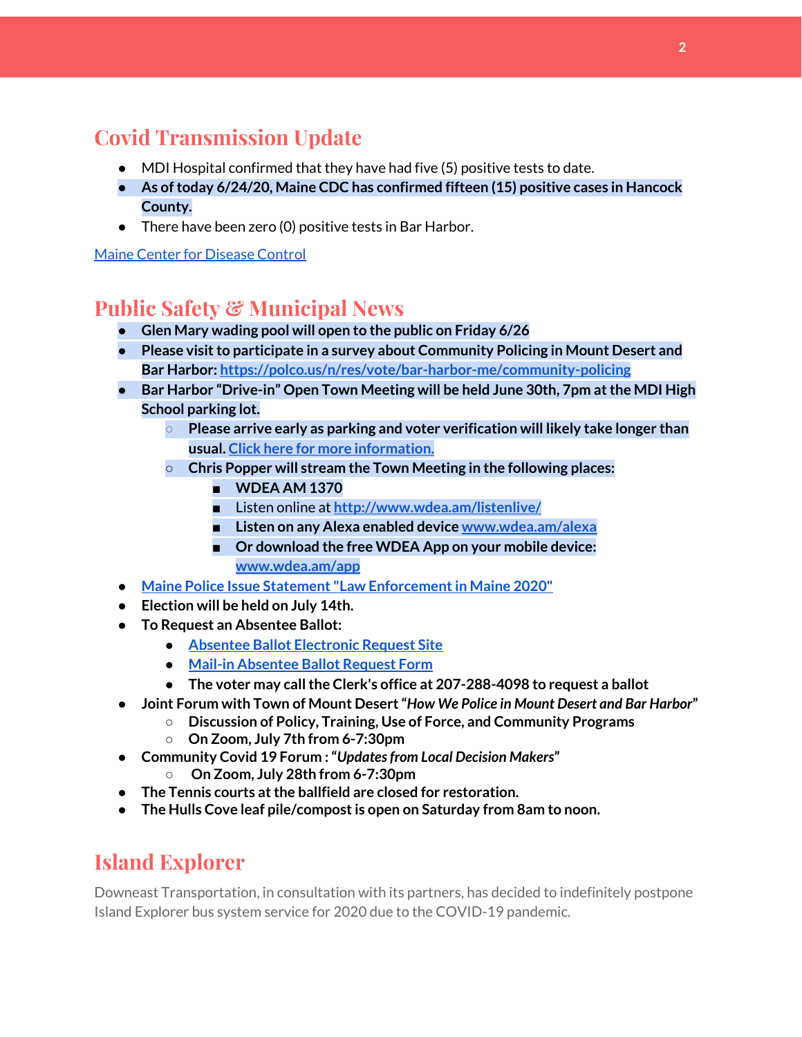## Covid Transmission Update

- MDI Hospital confirmed that they have had five (5) positive tests to date.
- **As of today 6/24/20, Maine CDC has confirmed fifteen (15) positive cases in Hancock County.**
- There have been zero (0) positive tests in Bar Harbor.

[Maine Center for Disease Control]

## Public Safety & Municipal News

- **Glen Mary wading pool will open to the public on Friday 6/26**
- **Please visit to participate in a survey about Community Policing in Mount Desert and Bar Harbor: https://polco.us/n/res/vote/bar-harbor-me/community-policing**
- **Bar Harbor "Drive-in" Open Town Meeting will be held June 30th, 7pm at the MDI High School parking lot.**
  - **Please arrive early as parking and voter verification will likely take longer than usual. Click here for more information.**
  - **Chris Popper will stream the Town Meeting in the following places:**
    - **WDEA AM 1370**
    - Listen online at **http://www.wdea.am/listenlive/**
    - **Listen on any Alexa enabled device www.wdea.am/alexa**
    - **Or download the free WDEA App on your mobile device: www.wdea.am/app**
- **Maine Police Issue Statement "Law Enforcement in Maine 2020"**
- **Election will be held on July 14th.**
- **To Request an Absentee Ballot:**
  - **Absentee Ballot Electronic Request Site**
  - **Mail-in Absentee Ballot Request Form**
  - **The voter may call the Clerk's office at 207-288-4098 to request a ballot**
- **Joint Forum with Town of Mount Desert "*How We Police in Mount Desert and Bar Harbor*"**
  - **Discussion of Policy, Training, Use of Force, and Community Programs**
  - **On Zoom, July 7th from 6-7:30pm**
- **Community Covid 19 Forum : "*Updates from Local Decision Makers*"**
  - **On Zoom, July 28th from 6-7:30pm**
- **The Tennis courts at the ballfield are closed for restoration.**
- **The Hulls Cove leaf pile/compost is open on Saturday from 8am to noon.**

## Island Explorer

Downeast Transportation, in consultation with its partners, has decided to indefinitely postpone Island Explorer bus system service for 2020 due to the COVID-19 pandemic.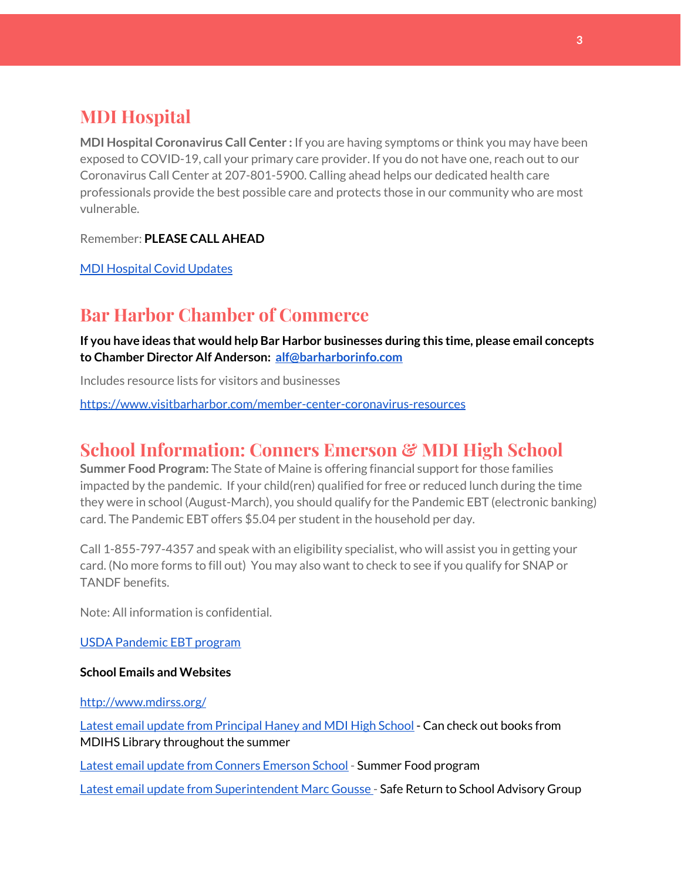## MDI Hospital

**MDI Hospital Coronavirus Call Center :** If you are having symptoms or think you may have been exposed to COVID-19, call your primary care provider. If you do not have one, reach out to our Coronavirus Call Center at 207-801-5900. Calling ahead helps our dedicated health care professionals provide the best possible care and protects those in our community who are most vulnerable.

Remember: **PLEASE CALL AHEAD**

MDI Hospital Covid Updates

## Bar Harbor Chamber of Commerce

**If you have ideas that would help Bar Harbor businesses during this time, please email concepts to Chamber Director Alf Anderson: alf@barharborinfo.com**

Includes resource lists for visitors and businesses

https://www.visitbarharbor.com/member-center-coronavirus-resources

## School Information: Conners Emerson & MDI High School

**Summer Food Program:** The State of Maine is offering financial support for those families impacted by the pandemic. If your child(ren) qualified for free or reduced lunch during the time they were in school (August-March), you should qualify for the Pandemic EBT (electronic banking) card. The Pandemic EBT offers $5.04 per student in the household per day.

Call 1-855-797-4357 and speak with an eligibility specialist, who will assist you in getting your card. (No more forms to fill out) You may also want to check to see if you qualify for SNAP or TANDF benefits.

Note: All information is confidential.

USDA Pandemic EBT program

**School Emails and Websites**

http://www.mdirss.org/

Latest email update from Principal Haney and MDI High School - Can check out books from MDIHS Library throughout the summer

Latest email update from Conners Emerson School - Summer Food program

Latest email update from Superintendent Marc Gousse - Safe Return to School Advisory Group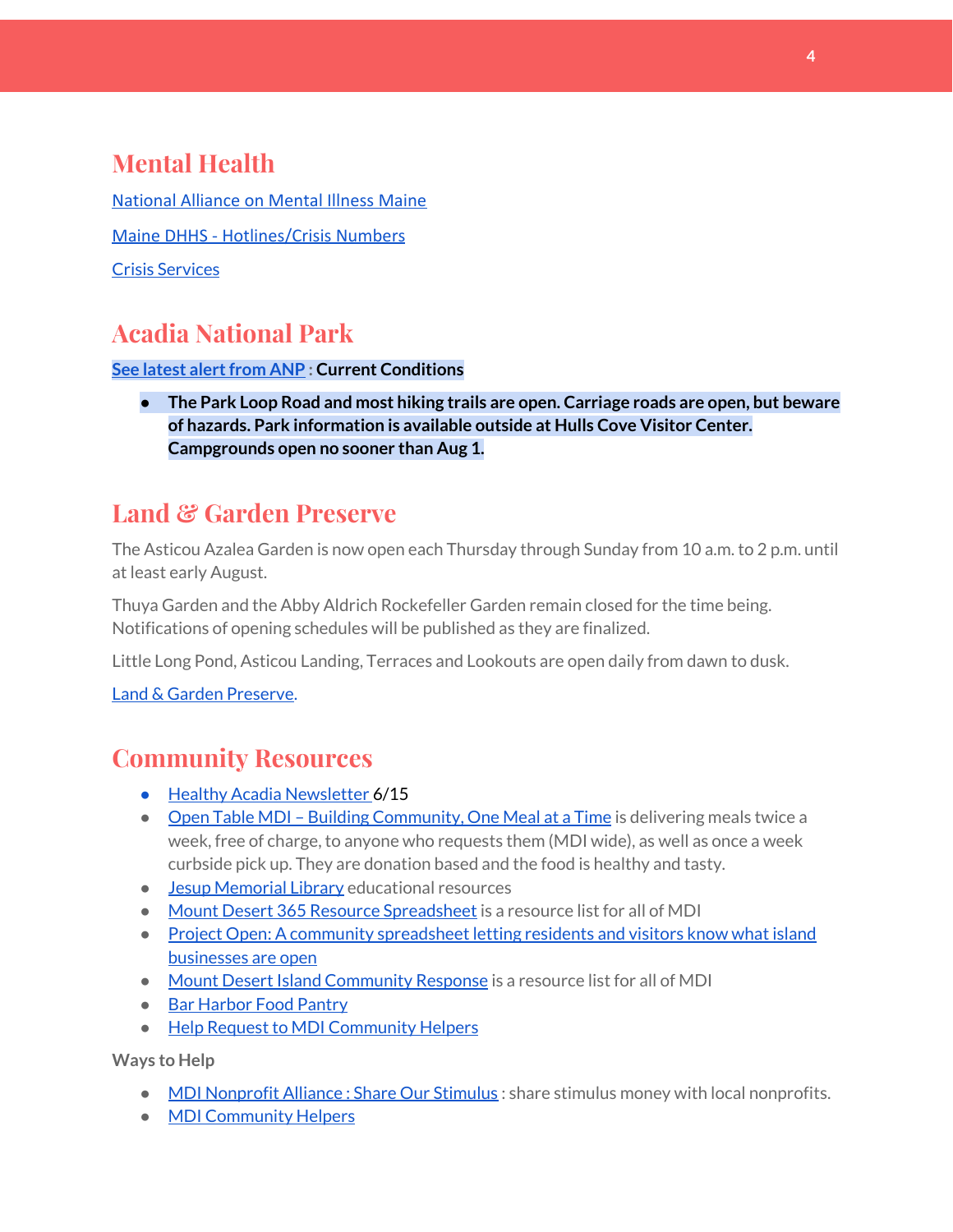## Mental Health

National Alliance on Mental Illness Maine

Maine DHHS - Hotlines/Crisis Numbers

Crisis Services

## Acadia National Park

**See latest alert from ANP : Current Conditions**

- **The Park Loop Road and most hiking trails are open. Carriage roads are open, but beware of hazards. Park information is available outside at Hulls Cove Visitor Center. Campgrounds open no sooner than Aug 1.**

## Land & Garden Preserve

The Asticou Azalea Garden is now open each Thursday through Sunday from 10 a.m. to 2 p.m. until at least early August.

Thuya Garden and the Abby Aldrich Rockefeller Garden remain closed for the time being. Notifications of opening schedules will be published as they are finalized.

Little Long Pond, Asticou Landing, Terraces and Lookouts are open daily from dawn to dusk.

Land & Garden Preserve.

## Community Resources

- Healthy Acadia Newsletter 6/15
- Open Table MDI – Building Community, One Meal at a Time is delivering meals twice a week, free of charge, to anyone who requests them (MDI wide), as well as once a week curbside pick up. They are donation based and the food is healthy and tasty.
- Jesup Memorial Library educational resources
- Mount Desert 365 Resource Spreadsheet is a resource list for all of MDI
- Project Open: A community spreadsheet letting residents and visitors know what island businesses are open
- Mount Desert Island Community Response is a resource list for all of MDI
- Bar Harbor Food Pantry
- Help Request to MDI Community Helpers

**Ways to Help**

- MDI Nonprofit Alliance : Share Our Stimulus : share stimulus money with local nonprofits.
- MDI Community Helpers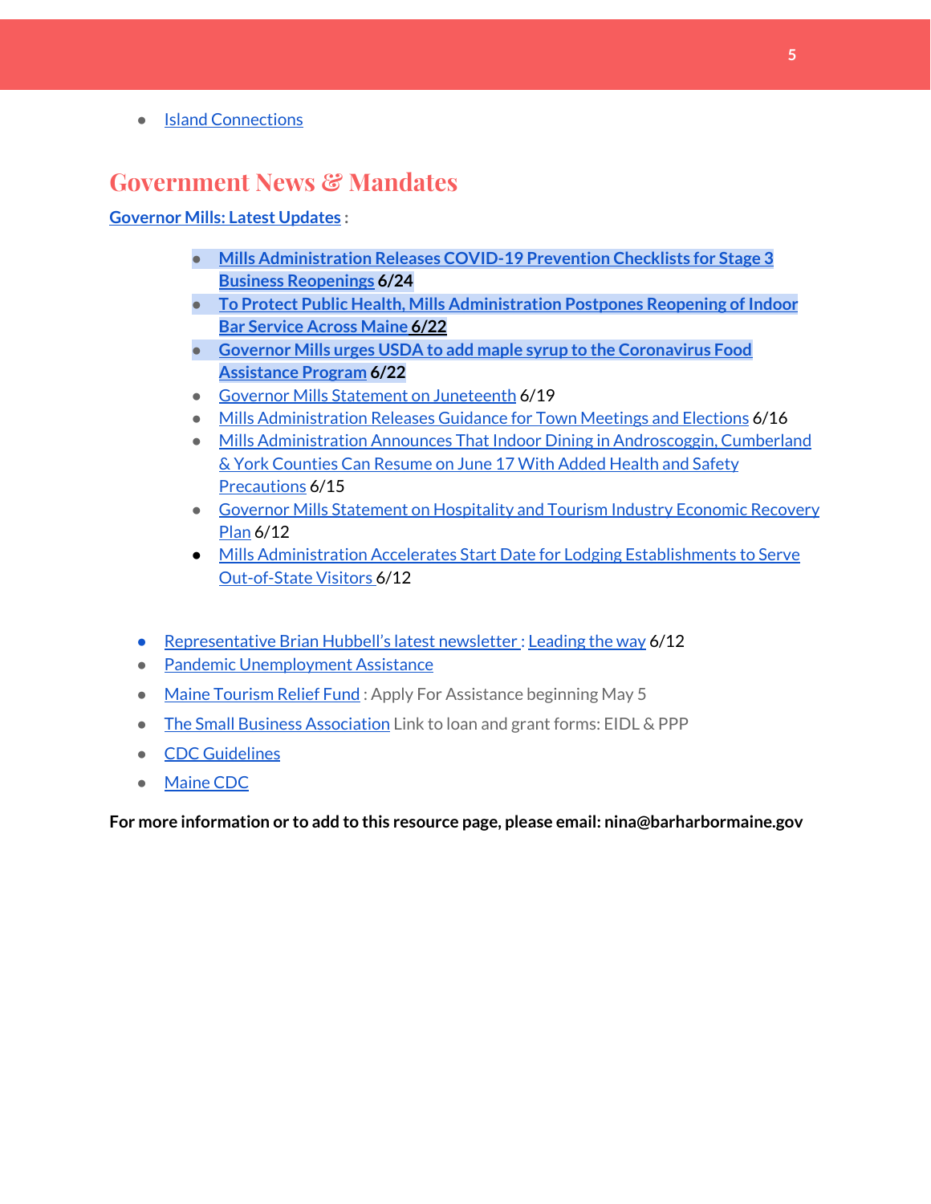- Island Connections

## Government News & Mandates

**Governor Mills: Latest Updates** :

- **Mills Administration Releases COVID-19 Prevention Checklists for Stage 3 Business Reopenings 6/24**
- **To Protect Public Health, Mills Administration Postpones Reopening of Indoor Bar Service Across Maine 6/22**
- **Governor Mills urges USDA to add maple syrup to the Coronavirus Food Assistance Program 6/22**
- Governor Mills Statement on Juneteenth 6/19
- Mills Administration Releases Guidance for Town Meetings and Elections 6/16
- Mills Administration Announces That Indoor Dining in Androscoggin, Cumberland & York Counties Can Resume on June 17 With Added Health and Safety Precautions 6/15
- Governor Mills Statement on Hospitality and Tourism Industry Economic Recovery Plan 6/12
- Mills Administration Accelerates Start Date for Lodging Establishments to Serve Out-of-State Visitors 6/12

- Representative Brian Hubbell's latest newsletter : Leading the way 6/12
- Pandemic Unemployment Assistance
- Maine Tourism Relief Fund : Apply For Assistance beginning May 5
- The Small Business Association Link to loan and grant forms: EIDL & PPP
- CDC Guidelines
- Maine CDC

**For more information or to add to this resource page, please email: nina@barharbormaine.gov**